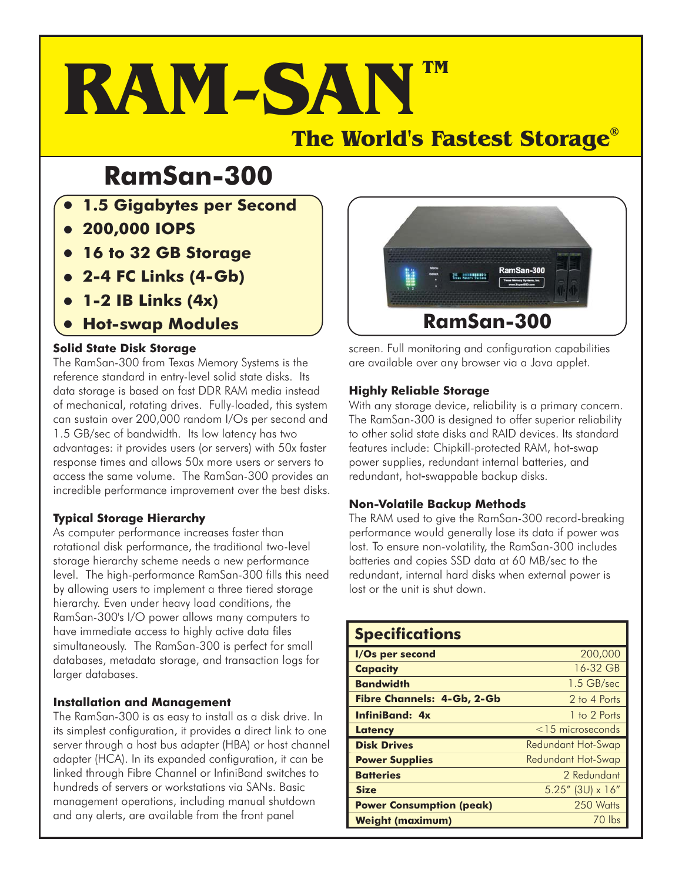# RAM-SAN™

## The World's Fastest Storage®

## RamSan-300

- **1.5 Gigabytes per Second**
- **200,000 IOPS**
- **16 to 32 GB Storage**
- **2-4 FC Links (4-Gb)**
- **1-2 IB Links (4x)**
- **Hot-swap Modules**

RamSan-300

### Solid State Disk Storage

The RamSan-300 from Texas Memory Systems is the reference standard in entry-level solid state disks. Its data storage is based on fast DDR RAM media instead of mechanical, rotating drives. Fully-loaded, this system can sustain over 200,000 random I/Os per second and 1.5 GB/sec of bandwidth. Its low latency has two advantages: it provides users (or servers) with 50x faster response times and allows 50x more users or servers to access the same volume. The RamSan-300 provides an incredible performance improvement over the best disks.

### Typical Storage Hierarchy

As computer performance increases faster than rotational disk performance, the traditional two-level storage hierarchy scheme needs a new performance level. The high-performance RamSan-300 fills this need by allowing users to implement a three tiered storage hierarchy. Even under heavy load conditions, the RamSan-300's I/O power allows many computers to have immediate access to highly active data files simultaneously. The RamSan-300 is perfect for small databases, metadata storage, and transaction logs for larger databases.

### Installation and Management

The RamSan-300 is as easy to install as a disk drive. In its simplest configuration, it provides a direct link to one server through a host bus adapter (HBA) or host channel adapter (HCA). In its expanded configuration, it can be linked through Fibre Channel or InfiniBand switches to hundreds of servers or workstations via SANs. Basic management operations, including manual shutdown and any alerts, are available from the front panel screen. Full monitoring and configuration capabilities are available over any browser via a Java applet.

### Highly Reliable Storage

With any storage device, reliability is a primary concern. The RamSan-300 is designed to offer superior reliability to other solid state disks and RAID devices. Its standard features include: Chipkill-protected RAM, hot-swap power supplies, redundant internal batteries, and redundant, hot-swappable backup disks.

### Non-Volatile Backup Methods

The RAM used to give the RamSan-300 record-breaking performance would generally lose its data if power was lost. To ensure non-volatility, the RamSan-300 includes batteries and copies SSD data at 60 MB/sec to the redundant, internal hard disks when external power is lost or the unit is shut down.

### Specifications

| | |
|---|---|
| **I/Os per second** | 200,000 |
| **Capacity** | 16-32 GB |
| **Bandwidth** | 1.5 GB/sec |
| **Fibre Channels: 4-Gb, 2-Gb** | 2 to 4 Ports |
| **InfiniBand: 4x** | 1 to 2 Ports |
| **Latency** | <15 microseconds |
| **Disk Drives** | Redundant Hot-Swap |
| **Power Supplies** | Redundant Hot-Swap |
| **Batteries** | 2 Redundant |
| **Size** | 5.25" (3U) x 16" |
| **Power Consumption (peak)** | 250 Watts |
| **Weight (maximum)** | 70 lbs |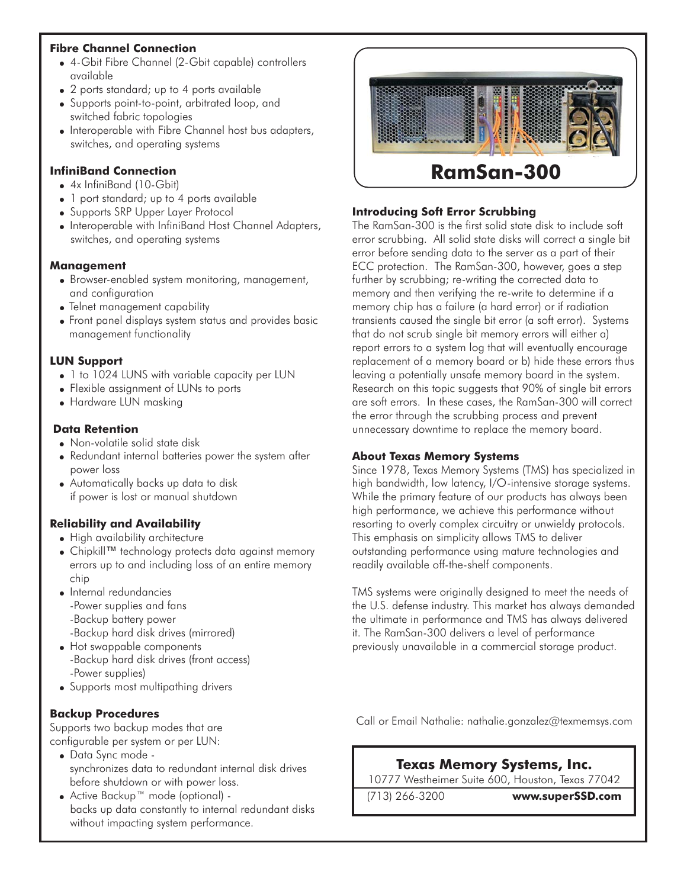### Fibre Channel Connection

- 4-Gbit Fibre Channel (2-Gbit capable) controllers available
- 2 ports standard; up to 4 ports available
- Supports point-to-point, arbitrated loop, and switched fabric topologies
- Interoperable with Fibre Channel host bus adapters, switches, and operating systems

### InfiniBand Connection

- 4x InfiniBand (10-Gbit)
- 1 port standard; up to 4 ports available
- Supports SRP Upper Layer Protocol
- Interoperable with InfiniBand Host Channel Adapters, switches, and operating systems

### Management

- Browser-enabled system monitoring, management, and configuration
- Telnet management capability
- Front panel displays system status and provides basic management functionality

### LUN Support

- 1 to 1024 LUNS with variable capacity per LUN
- Flexible assignment of LUNs to ports
- Hardware LUN masking

### Data Retention

- Non-volatile solid state disk
- Redundant internal batteries power the system after power loss
- Automatically backs up data to disk if power is lost or manual shutdown

### Reliability and Availability

- High availability architecture
- Chipkill™ technology protects data against memory errors up to and including loss of an entire memory chip
- Internal redundancies
  - -Power supplies and fans
  - -Backup battery power
  - -Backup hard disk drives (mirrored)
- Hot swappable components
  - -Backup hard disk drives (front access)
  - -Power supplies)
- Supports most multipathing drivers

### Backup Procedures

Supports two backup modes that are configurable per system or per LUN:

- Data Sync mode - synchronizes data to redundant internal disk drives before shutdown or with power loss.
- Active Backup™ mode (optional) - backs up data constantly to internal redundant disks without impacting system performance.

## RamSan-300

### Introducing Soft Error Scrubbing

The RamSan-300 is the first solid state disk to include soft error scrubbing. All solid state disks will correct a single bit error before sending data to the server as a part of their ECC protection. The RamSan-300, however, goes a step further by scrubbing; re-writing the corrected data to memory and then verifying the re-write to determine if a memory chip has a failure (a hard error) or if radiation transients caused the single bit error (a soft error). Systems that do not scrub single bit memory errors will either a) report errors to a system log that will eventually encourage replacement of a memory board or b) hide these errors thus leaving a potentially unsafe memory board in the system. Research on this topic suggests that 90% of single bit errors are soft errors. In these cases, the RamSan-300 will correct the error through the scrubbing process and prevent unnecessary downtime to replace the memory board.

### About Texas Memory Systems

Since 1978, Texas Memory Systems (TMS) has specialized in high bandwidth, low latency, I/O-intensive storage systems. While the primary feature of our products has always been high performance, we achieve this performance without resorting to overly complex circuitry or unwieldy protocols. This emphasis on simplicity allows TMS to deliver outstanding performance using mature technologies and readily available off-the-shelf components.

TMS systems were originally designed to meet the needs of the U.S. defense industry. This market has always demanded the ultimate in performance and TMS has always delivered it. The RamSan-300 delivers a level of performance previously unavailable in a commercial storage product.

Call or Email Nathalie: nathalie.gonzalez@texmemsys.com

**Texas Memory Systems, Inc.**
10777 Westheimer Suite 600, Houston, Texas 77042
(713) 266-3200 **www.superSSD.com**